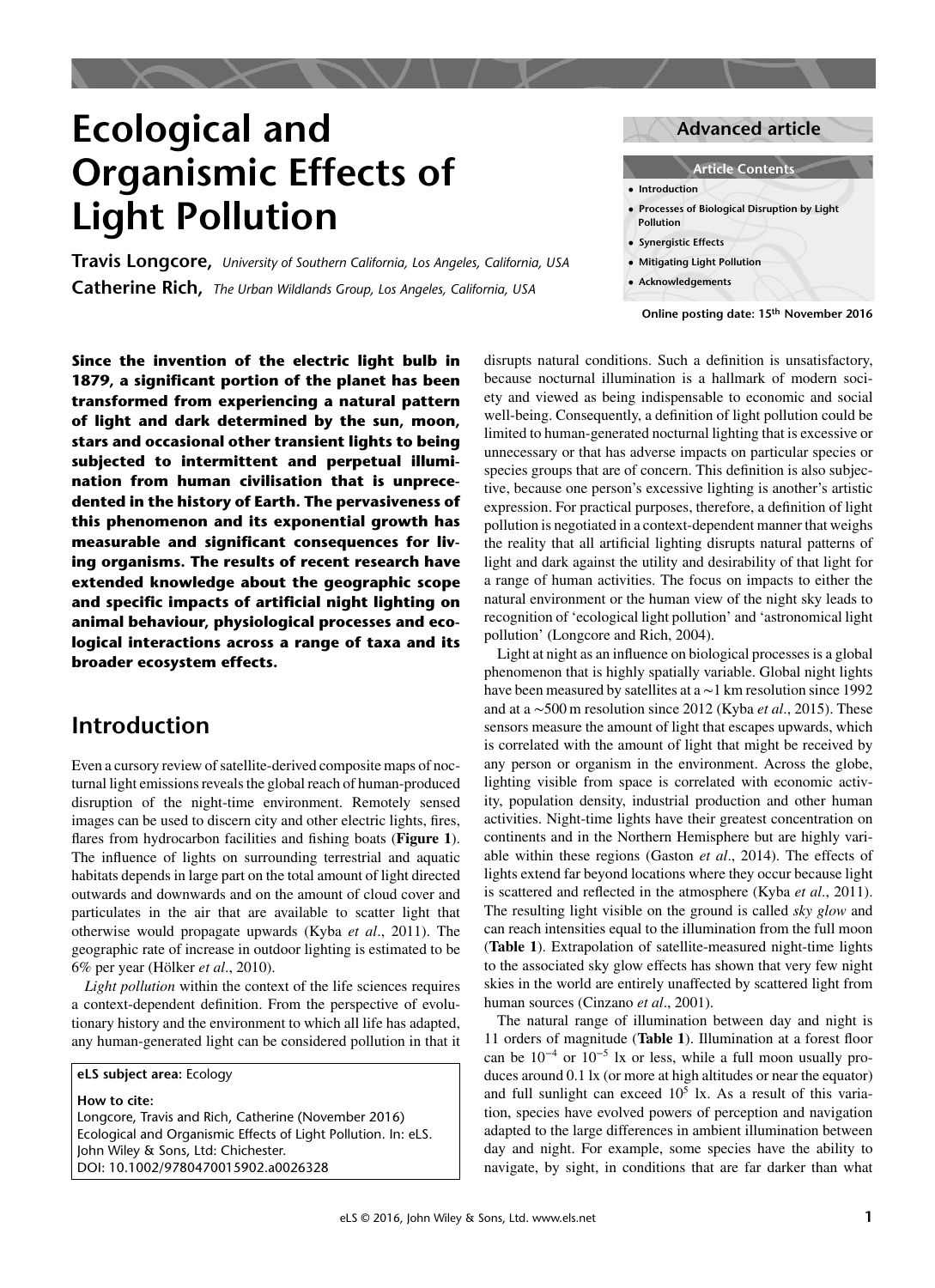# Ecological and Organismic Effects of Light Pollution

**Travis Longcore,** *University of Southern California, Los Angeles, California, USA*

**Catherine Rich,** *The Urban Wildlands Group, Los Angeles, California, USA*

**Advanced article**

**Article Contents**

- Introduction
- Processes of Biological Disruption by Light Pollution
- Synergistic Effects
- Mitigating Light Pollution
- Acknowledgements

**Online posting date: 15th November 2016**

**Since the invention of the electric light bulb in 1879, a significant portion of the planet has been transformed from experiencing a natural pattern of light and dark determined by the sun, moon, stars and occasional other transient lights to being subjected to intermittent and perpetual illumination from human civilisation that is unprecedented in the history of Earth. The pervasiveness of this phenomenon and its exponential growth has measurable and significant consequences for living organisms. The results of recent research have extended knowledge about the geographic scope and specific impacts of artificial night lighting on animal behaviour, physiological processes and ecological interactions across a range of taxa and its broader ecosystem effects.**

## Introduction

Even a cursory review of satellite-derived composite maps of nocturnal light emissions reveals the global reach of human-produced disruption of the night-time environment. Remotely sensed images can be used to discern city and other electric lights, fires, flares from hydrocarbon facilities and fishing boats (**Figure 1**). The influence of lights on surrounding terrestrial and aquatic habitats depends in large part on the total amount of light directed outwards and downwards and on the amount of cloud cover and particulates in the air that are available to scatter light that otherwise would propagate upwards (Kyba *et al*., 2011). The geographic rate of increase in outdoor lighting is estimated to be 6% per year (Hölker *et al*., 2010).

*Light pollution* within the context of the life sciences requires a context-dependent definition. From the perspective of evolutionary history and the environment to which all life has adapted, any human-generated light can be considered pollution in that it disrupts natural conditions. Such a definition is unsatisfactory, because nocturnal illumination is a hallmark of modern society and viewed as being indispensable to economic and social well-being. Consequently, a definition of light pollution could be limited to human-generated nocturnal lighting that is excessive or unnecessary or that has adverse impacts on particular species or species groups that are of concern. This definition is also subjective, because one person's excessive lighting is another's artistic expression. For practical purposes, therefore, a definition of light pollution is negotiated in a context-dependent manner that weighs the reality that all artificial lighting disrupts natural patterns of light and dark against the utility and desirability of that light for a range of human activities. The focus on impacts to either the natural environment or the human view of the night sky leads to recognition of 'ecological light pollution' and 'astronomical light pollution' (Longcore and Rich, 2004).

Light at night as an influence on biological processes is a global phenomenon that is highly spatially variable. Global night lights have been measured by satellites at a ~1 km resolution since 1992 and at a ~500 m resolution since 2012 (Kyba *et al*., 2015). These sensors measure the amount of light that escapes upwards, which is correlated with the amount of light that might be received by any person or organism in the environment. Across the globe, lighting visible from space is correlated with economic activity, population density, industrial production and other human activities. Night-time lights have their greatest concentration on continents and in the Northern Hemisphere but are highly variable within these regions (Gaston *et al*., 2014). The effects of lights extend far beyond locations where they occur because light is scattered and reflected in the atmosphere (Kyba *et al*., 2011). The resulting light visible on the ground is called *sky glow* and can reach intensities equal to the illumination from the full moon (**Table 1**). Extrapolation of satellite-measured night-time lights to the associated sky glow effects has shown that very few night skies in the world are entirely unaffected by scattered light from human sources (Cinzano *et al*., 2001).

The natural range of illumination between day and night is 11 orders of magnitude (**Table 1**). Illumination at a forest floor can be $10^{-4}$ or $10^{-5}$ lx or less, while a full moon usually produces around 0.1 lx (or more at high altitudes or near the equator) and full sunlight can exceed $10^5$ lx. As a result of this variation, species have evolved powers of perception and navigation adapted to the large differences in ambient illumination between day and night. For example, some species have the ability to navigate, by sight, in conditions that are far darker than what

**eLS subject area:** Ecology

**How to cite:**
Longcore, Travis and Rich, Catherine (November 2016) Ecological and Organismic Effects of Light Pollution. In: eLS. John Wiley & Sons, Ltd: Chichester.
DOI: 10.1002/9780470015902.a0026328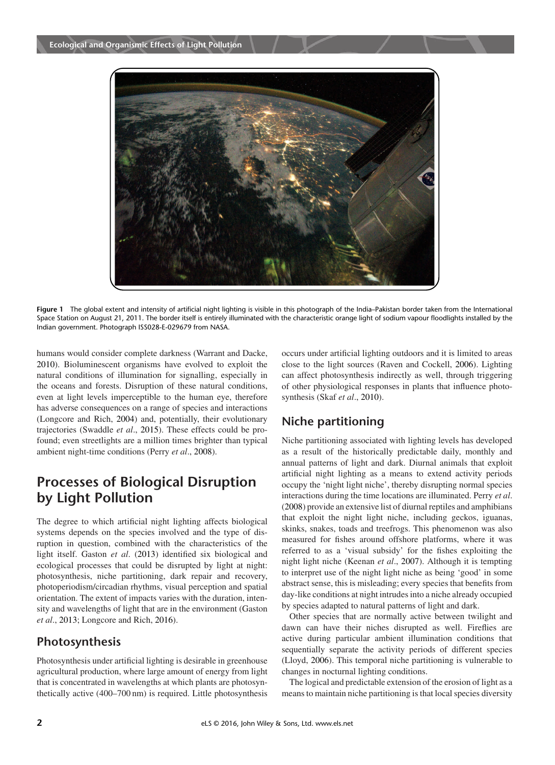Figure 1 The global extent and intensity of artificial night lighting is visible in this photograph of the India–Pakistan border taken from the International Space Station on August 21, 2011. The border itself is entirely illuminated with the characteristic orange light of sodium vapour floodlights installed by the Indian government. Photograph ISS028-E-029679 from NASA.

humans would consider complete darkness (Warrant and Dacke, 2010). Bioluminescent organisms have evolved to exploit the natural conditions of illumination for signalling, especially in the oceans and forests. Disruption of these natural conditions, even at light levels imperceptible to the human eye, therefore has adverse consequences on a range of species and interactions (Longcore and Rich, 2004) and, potentially, their evolutionary trajectories (Swaddle *et al*., 2015). These effects could be profound; even streetlights are a million times brighter than typical ambient night-time conditions (Perry *et al*., 2008).

# Processes of Biological Disruption by Light Pollution

The degree to which artificial night lighting affects biological systems depends on the species involved and the type of disruption in question, combined with the characteristics of the light itself. Gaston *et al*. (2013) identified six biological and ecological processes that could be disrupted by light at night: photosynthesis, niche partitioning, dark repair and recovery, photoperiodism/circadian rhythms, visual perception and spatial orientation. The extent of impacts varies with the duration, intensity and wavelengths of light that are in the environment (Gaston *et al*., 2013; Longcore and Rich, 2016).

## Photosynthesis

Photosynthesis under artificial lighting is desirable in greenhouse agricultural production, where large amount of energy from light that is concentrated in wavelengths at which plants are photosynthetically active (400–700 nm) is required. Little photosynthesis occurs under artificial lighting outdoors and it is limited to areas close to the light sources (Raven and Cockell, 2006). Lighting can affect photosynthesis indirectly as well, through triggering of other physiological responses in plants that influence photosynthesis (Skaf *et al*., 2010).

## Niche partitioning

Niche partitioning associated with lighting levels has developed as a result of the historically predictable daily, monthly and annual patterns of light and dark. Diurnal animals that exploit artificial night lighting as a means to extend activity periods occupy the 'night light niche', thereby disrupting normal species interactions during the time locations are illuminated. Perry *et al*. (2008) provide an extensive list of diurnal reptiles and amphibians that exploit the night light niche, including geckos, iguanas, skinks, snakes, toads and treefrogs. This phenomenon was also measured for fishes around offshore platforms, where it was referred to as a 'visual subsidy' for the fishes exploiting the night light niche (Keenan *et al*., 2007). Although it is tempting to interpret use of the night light niche as being 'good' in some abstract sense, this is misleading; every species that benefits from day-like conditions at night intrudes into a niche already occupied by species adapted to natural patterns of light and dark.

Other species that are normally active between twilight and dawn can have their niches disrupted as well. Fireflies are active during particular ambient illumination conditions that sequentially separate the activity periods of different species (Lloyd, 2006). This temporal niche partitioning is vulnerable to changes in nocturnal lighting conditions.

The logical and predictable extension of the erosion of light as a means to maintain niche partitioning is that local species diversity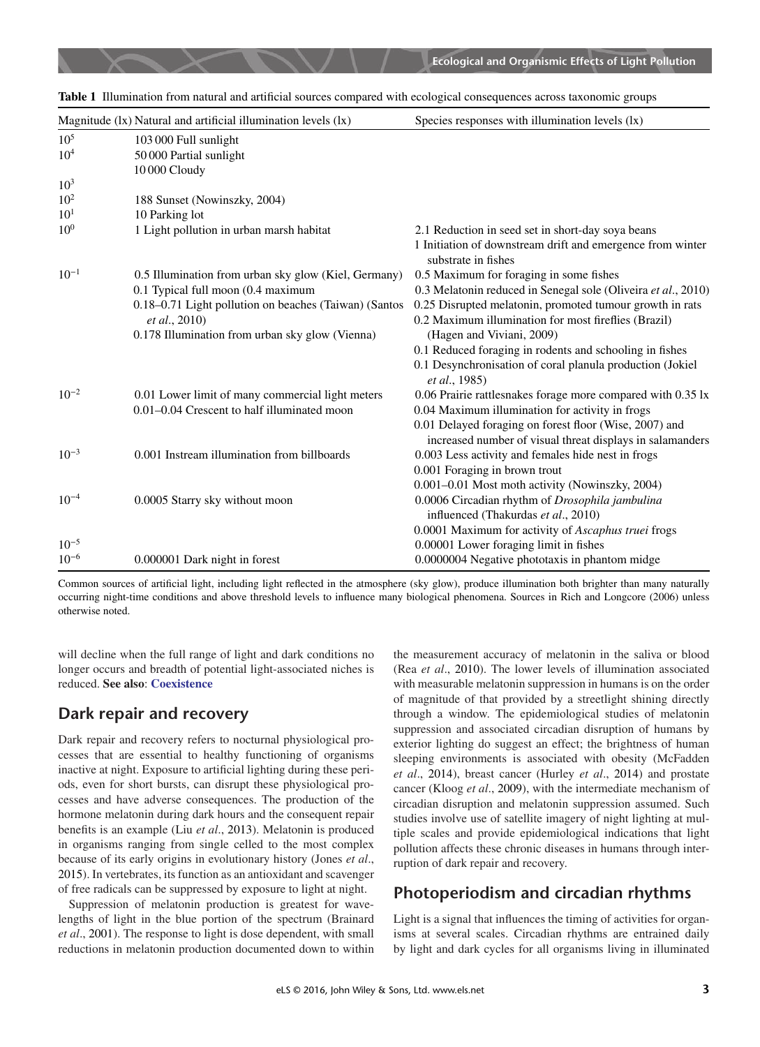**Table 1** Illumination from natural and artificial sources compared with ecological consequences across taxonomic groups

| Magnitude (lx) | Natural and artificial illumination levels (lx) | Species responses with illumination levels (lx) |
|---|---|---|
| $10^5$ | 103 000 Full sunlight | |
| $10^4$ | 50 000 Partial sunlight<br>10 000 Cloudy | |
| $10^3$ | | |
| $10^2$ | 188 Sunset (Nowinszky, 2004) | |
| $10^1$ | 10 Parking lot | |
| $10^0$ | 1 Light pollution in urban marsh habitat | 2.1 Reduction in seed set in short-day soya beans<br>1 Initiation of downstream drift and emergence from winter substrate in fishes |
| $10^{-1}$ | 0.5 Illumination from urban sky glow (Kiel, Germany)<br>0.1 Typical full moon (0.4 maximum<br>0.18–0.71 Light pollution on beaches (Taiwan) (Santos *et al*., 2010)<br>0.178 Illumination from urban sky glow (Vienna) | 0.5 Maximum for foraging in some fishes<br>0.3 Melatonin reduced in Senegal sole (Oliveira *et al*., 2010)<br>0.25 Disrupted melatonin, promoted tumour growth in rats<br>0.2 Maximum illumination for most fireflies (Brazil) (Hagen and Viviani, 2009)<br>0.1 Reduced foraging in rodents and schooling in fishes<br>0.1 Desynchronisation of coral planula production (Jokiel *et al*., 1985) |
| $10^{-2}$ | 0.01 Lower limit of many commercial light meters<br>0.01–0.04 Crescent to half illuminated moon | 0.06 Prairie rattlesnakes forage more compared with 0.35 lx<br>0.04 Maximum illumination for activity in frogs<br>0.01 Delayed foraging on forest floor (Wise, 2007) and increased number of visual threat displays in salamanders |
| $10^{-3}$ | 0.001 Instream illumination from billboards | 0.003 Less activity and females hide nest in frogs<br>0.001 Foraging in brown trout<br>0.001–0.01 Most moth activity (Nowinszky, 2004) |
| $10^{-4}$ | 0.0005 Starry sky without moon | 0.0006 Circadian rhythm of *Drosophila jambulina* influenced (Thakurdas *et al*., 2010)<br>0.0001 Maximum for activity of *Ascaphus truei* frogs |
| $10^{-5}$ | | 0.00001 Lower foraging limit in fishes |
| $10^{-6}$ | 0.000001 Dark night in forest | 0.0000004 Negative phototaxis in phantom midge |

Common sources of artificial light, including light reflected in the atmosphere (sky glow), produce illumination both brighter than many naturally occurring night-time conditions and above threshold levels to influence many biological phenomena. Sources in Rich and Longcore (2006) unless otherwise noted.

will decline when the full range of light and dark conditions no longer occurs and breadth of potential light-associated niches is reduced. **See also**: **Coexistence**

## Dark repair and recovery

Dark repair and recovery refers to nocturnal physiological processes that are essential to healthy functioning of organisms inactive at night. Exposure to artificial lighting during these periods, even for short bursts, can disrupt these physiological processes and have adverse consequences. The production of the hormone melatonin during dark hours and the consequent repair benefits is an example (Liu *et al*., 2013). Melatonin is produced in organisms ranging from single celled to the most complex because of its early origins in evolutionary history (Jones *et al*., 2015). In vertebrates, its function as an antioxidant and scavenger of free radicals can be suppressed by exposure to light at night.

Suppression of melatonin production is greatest for wavelengths of light in the blue portion of the spectrum (Brainard *et al*., 2001). The response to light is dose dependent, with small reductions in melatonin production documented down to within the measurement accuracy of melatonin in the saliva or blood (Rea *et al*., 2010). The lower levels of illumination associated with measurable melatonin suppression in humans is on the order of magnitude of that provided by a streetlight shining directly through a window. The epidemiological studies of melatonin suppression and associated circadian disruption of humans by exterior lighting do suggest an effect; the brightness of human sleeping environments is associated with obesity (McFadden *et al*., 2014), breast cancer (Hurley *et al*., 2014) and prostate cancer (Kloog *et al*., 2009), with the intermediate mechanism of circadian disruption and melatonin suppression assumed. Such studies involve use of satellite imagery of night lighting at multiple scales and provide epidemiological indications that light pollution affects these chronic diseases in humans through interruption of dark repair and recovery.

## Photoperiodism and circadian rhythms

Light is a signal that influences the timing of activities for organisms at several scales. Circadian rhythms are entrained daily by light and dark cycles for all organisms living in illuminated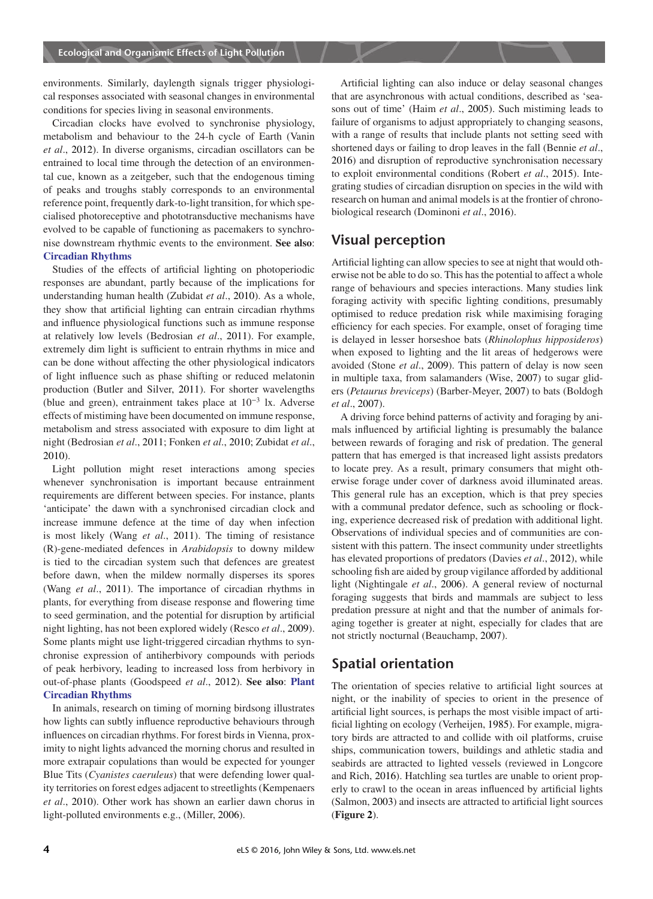environments. Similarly, daylength signals trigger physiological responses associated with seasonal changes in environmental conditions for species living in seasonal environments.

Circadian clocks have evolved to synchronise physiology, metabolism and behaviour to the 24-h cycle of Earth (Vanin *et al*., 2012). In diverse organisms, circadian oscillators can be entrained to local time through the detection of an environmental cue, known as a zeitgeber, such that the endogenous timing of peaks and troughs stably corresponds to an environmental reference point, frequently dark-to-light transition, for which specialised photoreceptive and phototransductive mechanisms have evolved to be capable of functioning as pacemakers to synchronise downstream rhythmic events to the environment. **See also**: **Circadian Rhythms**

Studies of the effects of artificial lighting on photoperiodic responses are abundant, partly because of the implications for understanding human health (Zubidat *et al*., 2010). As a whole, they show that artificial lighting can entrain circadian rhythms and influence physiological functions such as immune response at relatively low levels (Bedrosian *et al*., 2011). For example, extremely dim light is sufficient to entrain rhythms in mice and can be done without affecting the other physiological indicators of light influence such as phase shifting or reduced melatonin production (Butler and Silver, 2011). For shorter wavelengths (blue and green), entrainment takes place at $10^{-3}$ lx. Adverse effects of mistiming have been documented on immune response, metabolism and stress associated with exposure to dim light at night (Bedrosian *et al*., 2011; Fonken *et al*., 2010; Zubidat *et al*., 2010).

Light pollution might reset interactions among species whenever synchronisation is important because entrainment requirements are different between species. For instance, plants 'anticipate' the dawn with a synchronised circadian clock and increase immune defence at the time of day when infection is most likely (Wang *et al*., 2011). The timing of resistance (R)-gene-mediated defences in *Arabidopsis* to downy mildew is tied to the circadian system such that defences are greatest before dawn, when the mildew normally disperses its spores (Wang *et al*., 2011). The importance of circadian rhythms in plants, for everything from disease response and flowering time to seed germination, and the potential for disruption by artificial night lighting, has not been explored widely (Resco *et al*., 2009). Some plants might use light-triggered circadian rhythms to synchronise expression of antiherbivory compounds with periods of peak herbivory, leading to increased loss from herbivory in out-of-phase plants (Goodspeed *et al*., 2012). **See also**: **Plant Circadian Rhythms**

In animals, research on timing of morning birdsong illustrates how lights can subtly influence reproductive behaviours through influences on circadian rhythms. For forest birds in Vienna, proximity to night lights advanced the morning chorus and resulted in more extrapair copulations than would be expected for younger Blue Tits (*Cyanistes caeruleus*) that were defending lower quality territories on forest edges adjacent to streetlights (Kempenaers *et al*., 2010). Other work has shown an earlier dawn chorus in light-polluted environments e.g., (Miller, 2006).

Artificial lighting can also induce or delay seasonal changes that are asynchronous with actual conditions, described as 'seasons out of time' (Haim *et al*., 2005). Such mistiming leads to failure of organisms to adjust appropriately to changing seasons, with a range of results that include plants not setting seed with shortened days or failing to drop leaves in the fall (Bennie *et al*., 2016) and disruption of reproductive synchronisation necessary to exploit environmental conditions (Robert *et al*., 2015). Integrating studies of circadian disruption on species in the wild with research on human and animal models is at the frontier of chronobiological research (Dominoni *et al*., 2016).

## Visual perception

Artificial lighting can allow species to see at night that would otherwise not be able to do so. This has the potential to affect a whole range of behaviours and species interactions. Many studies link foraging activity with specific lighting conditions, presumably optimised to reduce predation risk while maximising foraging efficiency for each species. For example, onset of foraging time is delayed in lesser horseshoe bats (*Rhinolophus hipposideros*) when exposed to lighting and the lit areas of hedgerows were avoided (Stone *et al*., 2009). This pattern of delay is now seen in multiple taxa, from salamanders (Wise, 2007) to sugar gliders (*Petaurus breviceps*) (Barber-Meyer, 2007) to bats (Boldogh *et al*., 2007).

A driving force behind patterns of activity and foraging by animals influenced by artificial lighting is presumably the balance between rewards of foraging and risk of predation. The general pattern that has emerged is that increased light assists predators to locate prey. As a result, primary consumers that might otherwise forage under cover of darkness avoid illuminated areas. This general rule has an exception, which is that prey species with a communal predator defence, such as schooling or flocking, experience decreased risk of predation with additional light. Observations of individual species and of communities are consistent with this pattern. The insect community under streetlights has elevated proportions of predators (Davies *et al*., 2012), while schooling fish are aided by group vigilance afforded by additional light (Nightingale *et al*., 2006). A general review of nocturnal foraging suggests that birds and mammals are subject to less predation pressure at night and that the number of animals foraging together is greater at night, especially for clades that are not strictly nocturnal (Beauchamp, 2007).

## Spatial orientation

The orientation of species relative to artificial light sources at night, or the inability of species to orient in the presence of artificial light sources, is perhaps the most visible impact of artificial lighting on ecology (Verheijen, 1985). For example, migratory birds are attracted to and collide with oil platforms, cruise ships, communication towers, buildings and athletic stadia and seabirds are attracted to lighted vessels (reviewed in Longcore and Rich, 2016). Hatchling sea turtles are unable to orient properly to crawl to the ocean in areas influenced by artificial lights (Salmon, 2003) and insects are attracted to artificial light sources (**Figure 2**).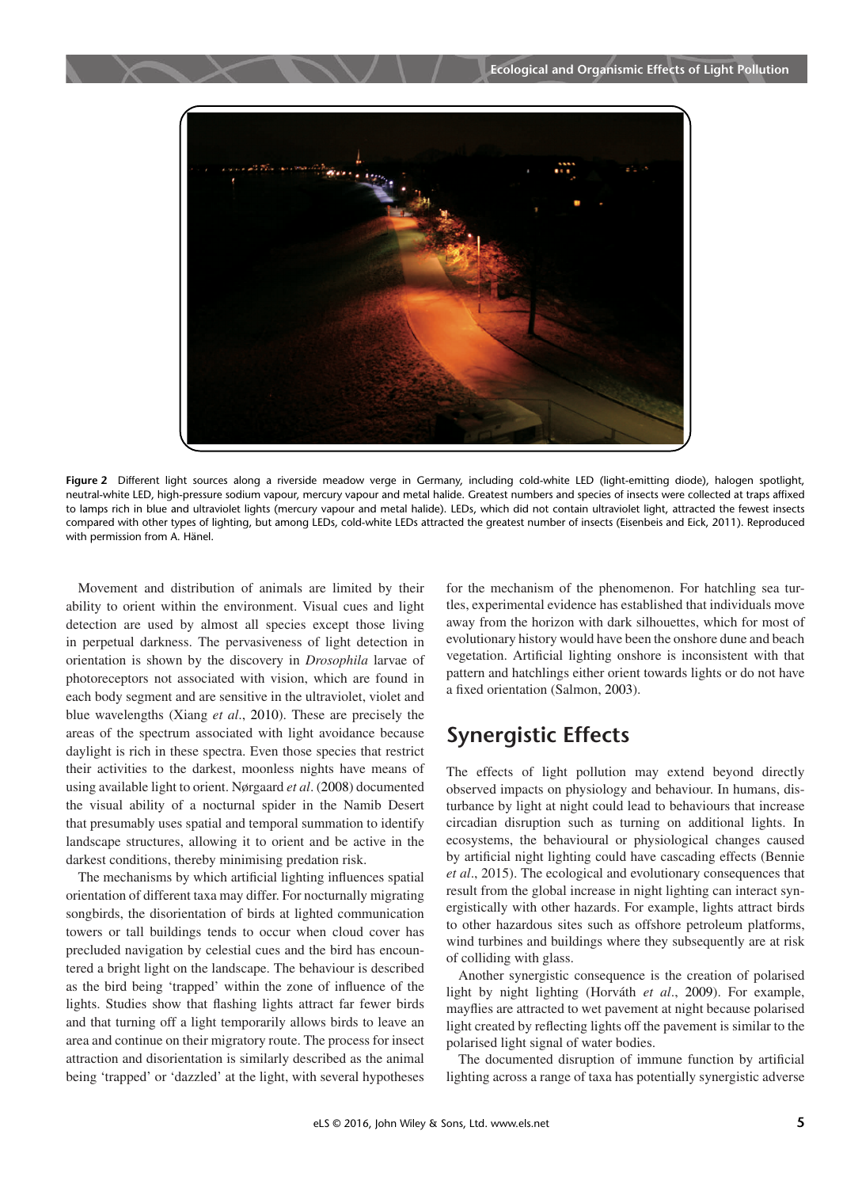**Figure 2** Different light sources along a riverside meadow verge in Germany, including cold-white LED (light-emitting diode), halogen spotlight, neutral-white LED, high-pressure sodium vapour, mercury vapour and metal halide. Greatest numbers and species of insects were collected at traps affixed to lamps rich in blue and ultraviolet lights (mercury vapour and metal halide). LEDs, which did not contain ultraviolet light, attracted the fewest insects compared with other types of lighting, but among LEDs, cold-white LEDs attracted the greatest number of insects (Eisenbeis and Eick, 2011). Reproduced with permission from A. Hänel.

Movement and distribution of animals are limited by their ability to orient within the environment. Visual cues and light detection are used by almost all species except those living in perpetual darkness. The pervasiveness of light detection in orientation is shown by the discovery in *Drosophila* larvae of photoreceptors not associated with vision, which are found in each body segment and are sensitive in the ultraviolet, violet and blue wavelengths (Xiang *et al*., 2010). These are precisely the areas of the spectrum associated with light avoidance because daylight is rich in these spectra. Even those species that restrict their activities to the darkest, moonless nights have means of using available light to orient. Nørgaard *et al*. (2008) documented the visual ability of a nocturnal spider in the Namib Desert that presumably uses spatial and temporal summation to identify landscape structures, allowing it to orient and be active in the darkest conditions, thereby minimising predation risk.

The mechanisms by which artificial lighting influences spatial orientation of different taxa may differ. For nocturnally migrating songbirds, the disorientation of birds at lighted communication towers or tall buildings tends to occur when cloud cover has precluded navigation by celestial cues and the bird has encountered a bright light on the landscape. The behaviour is described as the bird being 'trapped' within the zone of influence of the lights. Studies show that flashing lights attract far fewer birds and that turning off a light temporarily allows birds to leave an area and continue on their migratory route. The process for insect attraction and disorientation is similarly described as the animal being 'trapped' or 'dazzled' at the light, with several hypotheses for the mechanism of the phenomenon. For hatchling sea turtles, experimental evidence has established that individuals move away from the horizon with dark silhouettes, which for most of evolutionary history would have been the onshore dune and beach vegetation. Artificial lighting onshore is inconsistent with that pattern and hatchlings either orient towards lights or do not have a fixed orientation (Salmon, 2003).

## Synergistic Effects

The effects of light pollution may extend beyond directly observed impacts on physiology and behaviour. In humans, disturbance by light at night could lead to behaviours that increase circadian disruption such as turning on additional lights. In ecosystems, the behavioural or physiological changes caused by artificial night lighting could have cascading effects (Bennie *et al*., 2015). The ecological and evolutionary consequences that result from the global increase in night lighting can interact synergistically with other hazards. For example, lights attract birds to other hazardous sites such as offshore petroleum platforms, wind turbines and buildings where they subsequently are at risk of colliding with glass.

Another synergistic consequence is the creation of polarised light by night lighting (Horváth *et al*., 2009). For example, mayflies are attracted to wet pavement at night because polarised light created by reflecting lights off the pavement is similar to the polarised light signal of water bodies.

The documented disruption of immune function by artificial lighting across a range of taxa has potentially synergistic adverse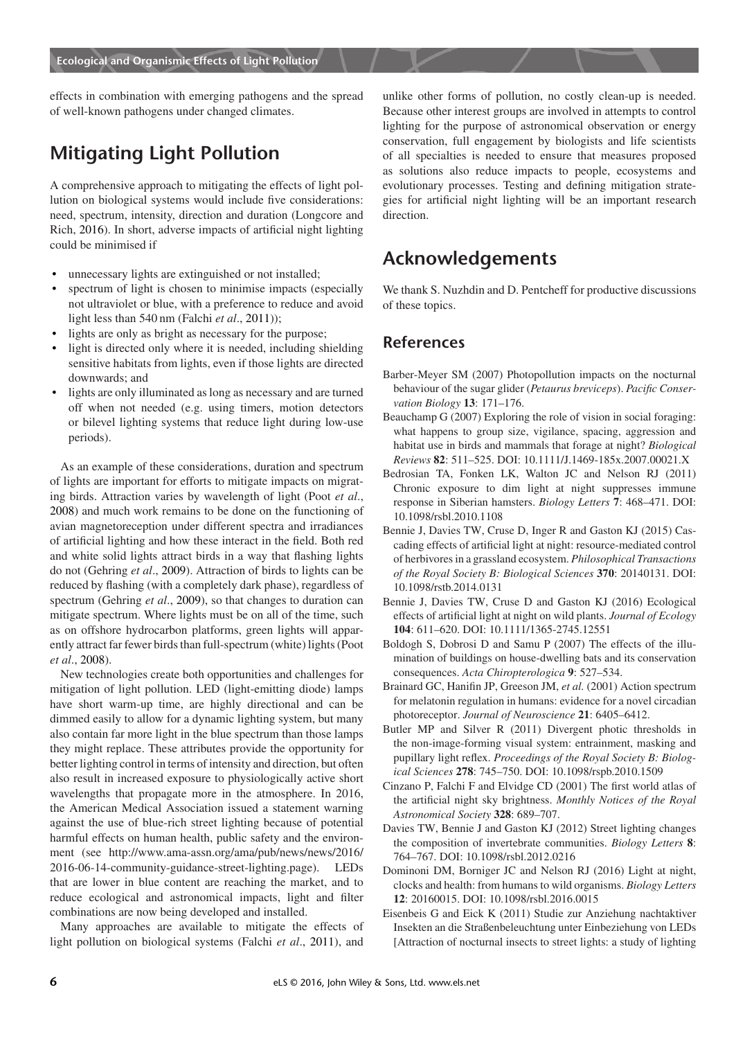effects in combination with emerging pathogens and the spread of well-known pathogens under changed climates.

## Mitigating Light Pollution

A comprehensive approach to mitigating the effects of light pollution on biological systems would include five considerations: need, spectrum, intensity, direction and duration (Longcore and Rich, 2016). In short, adverse impacts of artificial night lighting could be minimised if

- unnecessary lights are extinguished or not installed;
- spectrum of light is chosen to minimise impacts (especially not ultraviolet or blue, with a preference to reduce and avoid light less than 540 nm (Falchi *et al*., 2011));
- lights are only as bright as necessary for the purpose;
- light is directed only where it is needed, including shielding sensitive habitats from lights, even if those lights are directed downwards; and
- lights are only illuminated as long as necessary and are turned off when not needed (e.g. using timers, motion detectors or bilevel lighting systems that reduce light during low-use periods).

As an example of these considerations, duration and spectrum of lights are important for efforts to mitigate impacts on migrating birds. Attraction varies by wavelength of light (Poot *et al*., 2008) and much work remains to be done on the functioning of avian magnetoreception under different spectra and irradiances of artificial lighting and how these interact in the field. Both red and white solid lights attract birds in a way that flashing lights do not (Gehring *et al*., 2009). Attraction of birds to lights can be reduced by flashing (with a completely dark phase), regardless of spectrum (Gehring *et al*., 2009), so that changes to duration can mitigate spectrum. Where lights must be on all of the time, such as on offshore hydrocarbon platforms, green lights will apparently attract far fewer birds than full-spectrum (white) lights (Poot *et al*., 2008).

New technologies create both opportunities and challenges for mitigation of light pollution. LED (light-emitting diode) lamps have short warm-up time, are highly directional and can be dimmed easily to allow for a dynamic lighting system, but many also contain far more light in the blue spectrum than those lamps they might replace. These attributes provide the opportunity for better lighting control in terms of intensity and direction, but often also result in increased exposure to physiologically active short wavelengths that propagate more in the atmosphere. In 2016, the American Medical Association issued a statement warning against the use of blue-rich street lighting because of potential harmful effects on human health, public safety and the environment (see http://www.ama-assn.org/ama/pub/news/news/2016/2016-06-14-community-guidance-street-lighting.page). LEDs that are lower in blue content are reaching the market, and to reduce ecological and astronomical impacts, light and filter combinations are now being developed and installed.

Many approaches are available to mitigate the effects of light pollution on biological systems (Falchi *et al*., 2011), and unlike other forms of pollution, no costly clean-up is needed. Because other interest groups are involved in attempts to control lighting for the purpose of astronomical observation or energy conservation, full engagement by biologists and life scientists of all specialties is needed to ensure that measures proposed as solutions also reduce impacts to people, ecosystems and evolutionary processes. Testing and defining mitigation strategies for artificial night lighting will be an important research direction.

## Acknowledgements

We thank S. Nuzhdin and D. Pentcheff for productive discussions of these topics.

### References

Barber-Meyer SM (2007) Photopollution impacts on the nocturnal behaviour of the sugar glider (*Petaurus breviceps*). *Pacific Conservation Biology* **13**: 171–176.

Beauchamp G (2007) Exploring the role of vision in social foraging: what happens to group size, vigilance, spacing, aggression and habitat use in birds and mammals that forage at night? *Biological Reviews* **82**: 511–525. DOI: 10.1111/J.1469-185x.2007.00021.X

Bedrosian TA, Fonken LK, Walton JC and Nelson RJ (2011) Chronic exposure to dim light at night suppresses immune response in Siberian hamsters. *Biology Letters* **7**: 468–471. DOI: 10.1098/rsbl.2010.1108

Bennie J, Davies TW, Cruse D, Inger R and Gaston KJ (2015) Cascading effects of artificial light at night: resource-mediated control of herbivores in a grassland ecosystem. *Philosophical Transactions of the Royal Society B: Biological Sciences* **370**: 20140131. DOI: 10.1098/rstb.2014.0131

Bennie J, Davies TW, Cruse D and Gaston KJ (2016) Ecological effects of artificial light at night on wild plants. *Journal of Ecology* **104**: 611–620. DOI: 10.1111/1365-2745.12551

Boldogh S, Dobrosi D and Samu P (2007) The effects of the illumination of buildings on house-dwelling bats and its conservation consequences. *Acta Chiropterologica* **9**: 527–534.

Brainard GC, Hanifin JP, Greeson JM, *et al.* (2001) Action spectrum for melatonin regulation in humans: evidence for a novel circadian photoreceptor. *Journal of Neuroscience* **21**: 6405–6412.

Butler MP and Silver R (2011) Divergent photic thresholds in the non-image-forming visual system: entrainment, masking and pupillary light reflex. *Proceedings of the Royal Society B: Biological Sciences* **278**: 745–750. DOI: 10.1098/rspb.2010.1509

Cinzano P, Falchi F and Elvidge CD (2001) The first world atlas of the artificial night sky brightness. *Monthly Notices of the Royal Astronomical Society* **328**: 689–707.

Davies TW, Bennie J and Gaston KJ (2012) Street lighting changes the composition of invertebrate communities. *Biology Letters* **8**: 764–767. DOI: 10.1098/rsbl.2012.0216

Dominoni DM, Borniger JC and Nelson RJ (2016) Light at night, clocks and health: from humans to wild organisms. *Biology Letters* **12**: 20160015. DOI: 10.1098/rsbl.2016.0015

Eisenbeis G and Eick K (2011) Studie zur Anziehung nachtaktiver Insekten an die Straßenbeleuchtung unter Einbeziehung von LEDs [Attraction of nocturnal insects to street lights: a study of lighting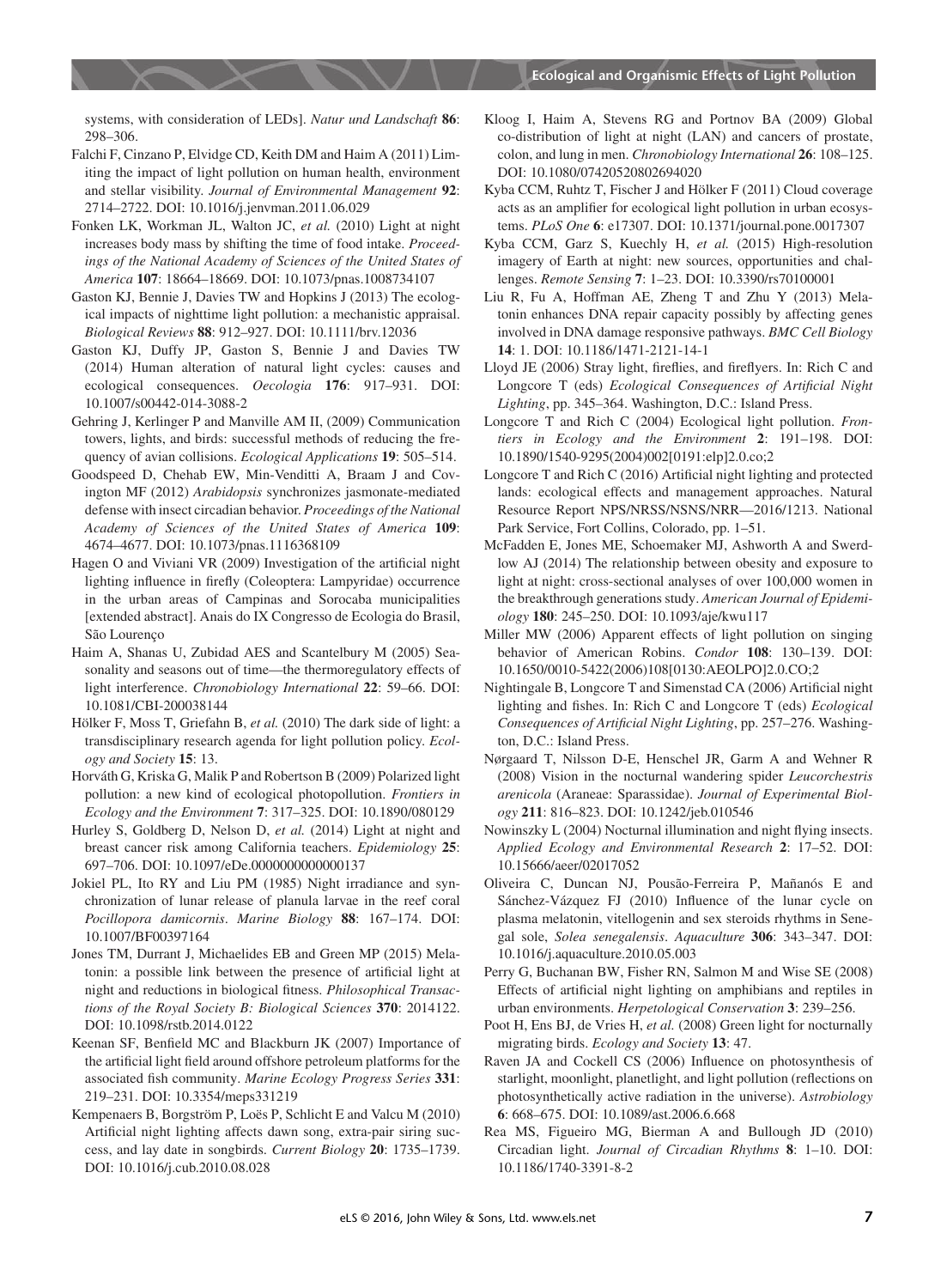systems, with consideration of LEDs]. *Natur und Landschaft* **86**: 298–306.

Falchi F, Cinzano P, Elvidge CD, Keith DM and Haim A (2011) Limiting the impact of light pollution on human health, environment and stellar visibility. *Journal of Environmental Management* **92**: 2714–2722. DOI: 10.1016/j.jenvman.2011.06.029

Fonken LK, Workman JL, Walton JC, *et al.* (2010) Light at night increases body mass by shifting the time of food intake. *Proceedings of the National Academy of Sciences of the United States of America* **107**: 18664–18669. DOI: 10.1073/pnas.1008734107

Gaston KJ, Bennie J, Davies TW and Hopkins J (2013) The ecological impacts of nighttime light pollution: a mechanistic appraisal. *Biological Reviews* **88**: 912–927. DOI: 10.1111/brv.12036

Gaston KJ, Duffy JP, Gaston S, Bennie J and Davies TW (2014) Human alteration of natural light cycles: causes and ecological consequences. *Oecologia* **176**: 917–931. DOI: 10.1007/s00442-014-3088-2

Gehring J, Kerlinger P and Manville AM II, (2009) Communication towers, lights, and birds: successful methods of reducing the frequency of avian collisions. *Ecological Applications* **19**: 505–514.

Goodspeed D, Chehab EW, Min-Venditti A, Braam J and Covington MF (2012) *Arabidopsis* synchronizes jasmonate-mediated defense with insect circadian behavior. *Proceedings of the National Academy of Sciences of the United States of America* **109**: 4674–4677. DOI: 10.1073/pnas.1116368109

Hagen O and Viviani VR (2009) Investigation of the artificial night lighting influence in firefly (Coleoptera: Lampyridae) occurrence in the urban areas of Campinas and Sorocaba municipalities [extended abstract]. Anais do IX Congresso de Ecologia do Brasil, São Lourenço

Haim A, Shanas U, Zubidad AES and Scantelbury M (2005) Seasonality and seasons out of time—the thermoregulatory effects of light interference. *Chronobiology International* **22**: 59–66. DOI: 10.1081/CBI-200038144

Hölker F, Moss T, Griefahn B, *et al.* (2010) The dark side of light: a transdisciplinary research agenda for light pollution policy. *Ecology and Society* **15**: 13.

Horváth G, Kriska G, Malik P and Robertson B (2009) Polarized light pollution: a new kind of ecological photopollution. *Frontiers in Ecology and the Environment* **7**: 317–325. DOI: 10.1890/080129

Hurley S, Goldberg D, Nelson D, *et al.* (2014) Light at night and breast cancer risk among California teachers. *Epidemiology* **25**: 697–706. DOI: 10.1097/eDe.0000000000000137

Jokiel PL, Ito RY and Liu PM (1985) Night irradiance and synchronization of lunar release of planula larvae in the reef coral *Pocillopora damicornis*. *Marine Biology* **88**: 167–174. DOI: 10.1007/BF00397164

Jones TM, Durrant J, Michaelides EB and Green MP (2015) Melatonin: a possible link between the presence of artificial light at night and reductions in biological fitness. *Philosophical Transactions of the Royal Society B: Biological Sciences* **370**: 2014122. DOI: 10.1098/rstb.2014.0122

Keenan SF, Benfield MC and Blackburn JK (2007) Importance of the artificial light field around offshore petroleum platforms for the associated fish community. *Marine Ecology Progress Series* **331**: 219–231. DOI: 10.3354/meps331219

Kempenaers B, Borgström P, Loës P, Schlicht E and Valcu M (2010) Artificial night lighting affects dawn song, extra-pair siring success, and lay date in songbirds. *Current Biology* **20**: 1735–1739. DOI: 10.1016/j.cub.2010.08.028

Kloog I, Haim A, Stevens RG and Portnov BA (2009) Global co-distribution of light at night (LAN) and cancers of prostate, colon, and lung in men. *Chronobiology International* **26**: 108–125. DOI: 10.1080/07420520802694020

Kyba CCM, Ruhtz T, Fischer J and Hölker F (2011) Cloud coverage acts as an amplifier for ecological light pollution in urban ecosystems. *PLoS One* **6**: e17307. DOI: 10.1371/journal.pone.0017307

Kyba CCM, Garz S, Kuechly H, *et al.* (2015) High-resolution imagery of Earth at night: new sources, opportunities and challenges. *Remote Sensing* **7**: 1–23. DOI: 10.3390/rs70100001

Liu R, Fu A, Hoffman AE, Zheng T and Zhu Y (2013) Melatonin enhances DNA repair capacity possibly by affecting genes involved in DNA damage responsive pathways. *BMC Cell Biology* **14**: 1. DOI: 10.1186/1471-2121-14-1

Lloyd JE (2006) Stray light, fireflies, and fireflyers. In: Rich C and Longcore T (eds) *Ecological Consequences of Artificial Night Lighting*, pp. 345–364. Washington, D.C.: Island Press.

Longcore T and Rich C (2004) Ecological light pollution. *Frontiers in Ecology and the Environment* **2**: 191–198. DOI: 10.1890/1540-9295(2004)002[0191:elp]2.0.co;2

Longcore T and Rich C (2016) Artificial night lighting and protected lands: ecological effects and management approaches. Natural Resource Report NPS/NRSS/NSNS/NRR—2016/1213. National Park Service, Fort Collins, Colorado, pp. 1–51.

McFadden E, Jones ME, Schoemaker MJ, Ashworth A and Swerdlow AJ (2014) The relationship between obesity and exposure to light at night: cross-sectional analyses of over 100,000 women in the breakthrough generations study. *American Journal of Epidemiology* **180**: 245–250. DOI: 10.1093/aje/kwu117

Miller MW (2006) Apparent effects of light pollution on singing behavior of American Robins. *Condor* **108**: 130–139. DOI: 10.1650/0010-5422(2006)108[0130:AEOLPO]2.0.CO;2

Nightingale B, Longcore T and Simenstad CA (2006) Artificial night lighting and fishes. In: Rich C and Longcore T (eds) *Ecological Consequences of Artificial Night Lighting*, pp. 257–276. Washington, D.C.: Island Press.

Nørgaard T, Nilsson D-E, Henschel JR, Garm A and Wehner R (2008) Vision in the nocturnal wandering spider *Leucorchestris arenicola* (Araneae: Sparassidae). *Journal of Experimental Biology* **211**: 816–823. DOI: 10.1242/jeb.010546

Nowinszky L (2004) Nocturnal illumination and night flying insects. *Applied Ecology and Environmental Research* **2**: 17–52. DOI: 10.15666/aeer/02017052

Oliveira C, Duncan NJ, Pousão-Ferreira P, Mañanós E and Sánchez-Vázquez FJ (2010) Influence of the lunar cycle on plasma melatonin, vitellogenin and sex steroids rhythms in Senegal sole, *Solea senegalensis*. *Aquaculture* **306**: 343–347. DOI: 10.1016/j.aquaculture.2010.05.003

Perry G, Buchanan BW, Fisher RN, Salmon M and Wise SE (2008) Effects of artificial night lighting on amphibians and reptiles in urban environments. *Herpetological Conservation* **3**: 239–256.

Poot H, Ens BJ, de Vries H, *et al.* (2008) Green light for nocturnally migrating birds. *Ecology and Society* **13**: 47.

Raven JA and Cockell CS (2006) Influence on photosynthesis of starlight, moonlight, planetlight, and light pollution (reflections on photosynthetically active radiation in the universe). *Astrobiology* **6**: 668–675. DOI: 10.1089/ast.2006.6.668

Rea MS, Figueiro MG, Bierman A and Bullough JD (2010) Circadian light. *Journal of Circadian Rhythms* **8**: 1–10. DOI: 10.1186/1740-3391-8-2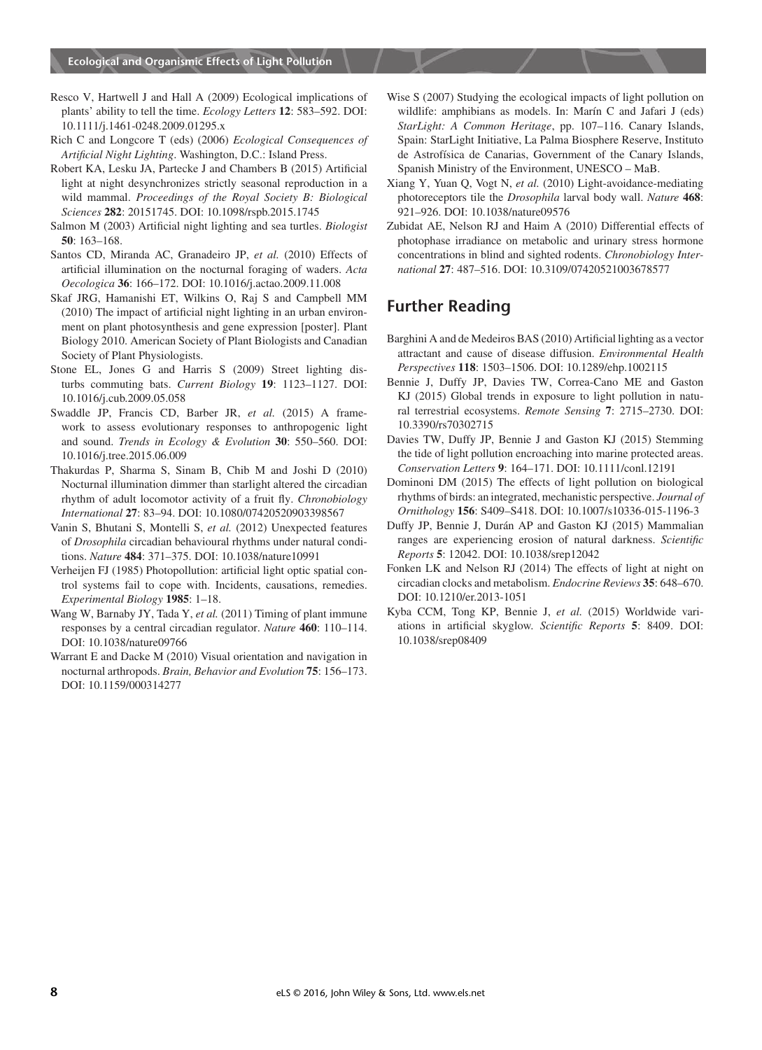Resco V, Hartwell J and Hall A (2009) Ecological implications of plants' ability to tell the time. *Ecology Letters* **12**: 583–592. DOI: 10.1111/j.1461-0248.2009.01295.x

Rich C and Longcore T (eds) (2006) *Ecological Consequences of Artificial Night Lighting*. Washington, D.C.: Island Press.

Robert KA, Lesku JA, Partecke J and Chambers B (2015) Artificial light at night desynchronizes strictly seasonal reproduction in a wild mammal. *Proceedings of the Royal Society B: Biological Sciences* **282**: 20151745. DOI: 10.1098/rspb.2015.1745

Salmon M (2003) Artificial night lighting and sea turtles. *Biologist* **50**: 163–168.

Santos CD, Miranda AC, Granadeiro JP, *et al.* (2010) Effects of artificial illumination on the nocturnal foraging of waders. *Acta Oecologica* **36**: 166–172. DOI: 10.1016/j.actao.2009.11.008

Skaf JRG, Hamanishi ET, Wilkins O, Raj S and Campbell MM (2010) The impact of artificial night lighting in an urban environment on plant photosynthesis and gene expression [poster]. Plant Biology 2010. American Society of Plant Biologists and Canadian Society of Plant Physiologists.

Stone EL, Jones G and Harris S (2009) Street lighting disturbs commuting bats. *Current Biology* **19**: 1123–1127. DOI: 10.1016/j.cub.2009.05.058

Swaddle JP, Francis CD, Barber JR, *et al.* (2015) A framework to assess evolutionary responses to anthropogenic light and sound. *Trends in Ecology & Evolution* **30**: 550–560. DOI: 10.1016/j.tree.2015.06.009

Thakurdas P, Sharma S, Sinam B, Chib M and Joshi D (2010) Nocturnal illumination dimmer than starlight altered the circadian rhythm of adult locomotor activity of a fruit fly. *Chronobiology International* **27**: 83–94. DOI: 10.1080/07420520903398567

Vanin S, Bhutani S, Montelli S, *et al.* (2012) Unexpected features of *Drosophila* circadian behavioural rhythms under natural conditions. *Nature* **484**: 371–375. DOI: 10.1038/nature10991

Verheijen FJ (1985) Photopollution: artificial light optic spatial control systems fail to cope with. Incidents, causations, remedies. *Experimental Biology* **1985**: 1–18.

Wang W, Barnaby JY, Tada Y, *et al.* (2011) Timing of plant immune responses by a central circadian regulator. *Nature* **460**: 110–114. DOI: 10.1038/nature09766

Warrant E and Dacke M (2010) Visual orientation and navigation in nocturnal arthropods. *Brain, Behavior and Evolution* **75**: 156–173. DOI: 10.1159/000314277

Wise S (2007) Studying the ecological impacts of light pollution on wildlife: amphibians as models. In: Marín C and Jafari J (eds) *StarLight: A Common Heritage*, pp. 107–116. Canary Islands, Spain: StarLight Initiative, La Palma Biosphere Reserve, Instituto de Astrofísica de Canarias, Government of the Canary Islands, Spanish Ministry of the Environment, UNESCO – MaB.

Xiang Y, Yuan Q, Vogt N, *et al.* (2010) Light-avoidance-mediating photoreceptors tile the *Drosophila* larval body wall. *Nature* **468**: 921–926. DOI: 10.1038/nature09576

Zubidat AE, Nelson RJ and Haim A (2010) Differential effects of photophase irradiance on metabolic and urinary stress hormone concentrations in blind and sighted rodents. *Chronobiology International* **27**: 487–516. DOI: 10.3109/07420521003678577

## Further Reading

Barghini A and de Medeiros BAS (2010) Artificial lighting as a vector attractant and cause of disease diffusion. *Environmental Health Perspectives* **118**: 1503–1506. DOI: 10.1289/ehp.1002115

Bennie J, Duffy JP, Davies TW, Correa-Cano ME and Gaston KJ (2015) Global trends in exposure to light pollution in natural terrestrial ecosystems. *Remote Sensing* **7**: 2715–2730. DOI: 10.3390/rs70302715

Davies TW, Duffy JP, Bennie J and Gaston KJ (2015) Stemming the tide of light pollution encroaching into marine protected areas. *Conservation Letters* **9**: 164–171. DOI: 10.1111/conl.12191

Dominoni DM (2015) The effects of light pollution on biological rhythms of birds: an integrated, mechanistic perspective. *Journal of Ornithology* **156**: S409–S418. DOI: 10.1007/s10336-015-1196-3

Duffy JP, Bennie J, Durán AP and Gaston KJ (2015) Mammalian ranges are experiencing erosion of natural darkness. *Scientific Reports* **5**: 12042. DOI: 10.1038/srep12042

Fonken LK and Nelson RJ (2014) The effects of light at night on circadian clocks and metabolism. *Endocrine Reviews* **35**: 648–670. DOI: 10.1210/er.2013-1051

Kyba CCM, Tong KP, Bennie J, *et al.* (2015) Worldwide variations in artificial skyglow. *Scientific Reports* **5**: 8409. DOI: 10.1038/srep08409